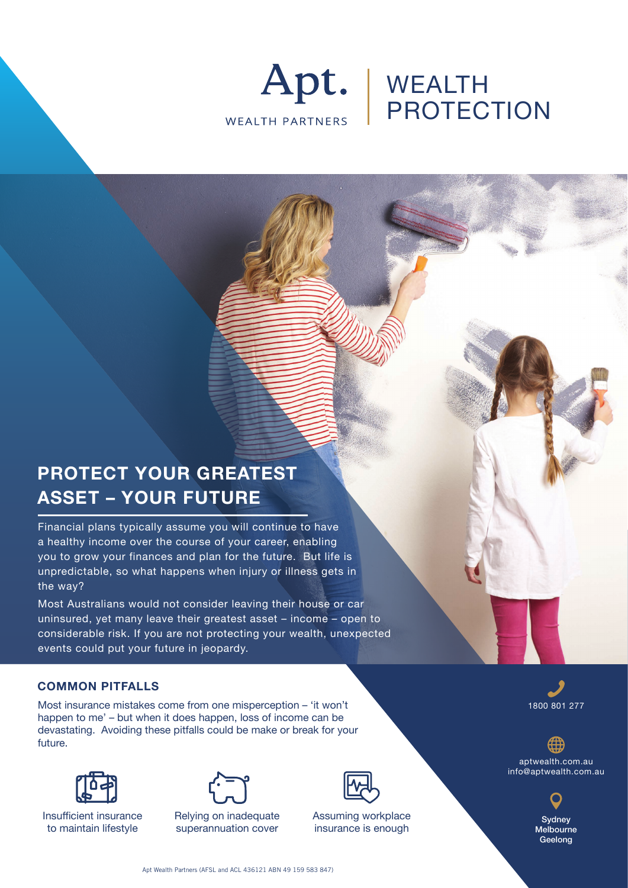Apt.
WEALTH PARTNERS

# WEALTH PROTECTION

## PROTECT YOUR GREATEST ASSET – YOUR FUTURE

Financial plans typically assume you will continue to have a healthy income over the course of your career, enabling you to grow your finances and plan for the future. But life is unpredictable, so what happens when injury or illness gets in the way?

Most Australians would not consider leaving their house or car uninsured, yet many leave their greatest asset – income – open to considerable risk. If you are not protecting your wealth, unexpected events could put your future in jeopardy.

### COMMON PITFALLS

Most insurance mistakes come from one misperception – 'it won't happen to me' – but when it does happen, loss of income can be devastating. Avoiding these pitfalls could be make or break for your future.

- Insufficient insurance to maintain lifestyle
- Relying on inadequate superannuation cover
- Assuming workplace insurance is enough

1800 801 277

aptwealth.com.au
info@aptwealth.com.au

Sydney
Melbourne
Geelong

Apt Wealth Partners (AFSL and ACL 436121 ABN 49 159 583 847)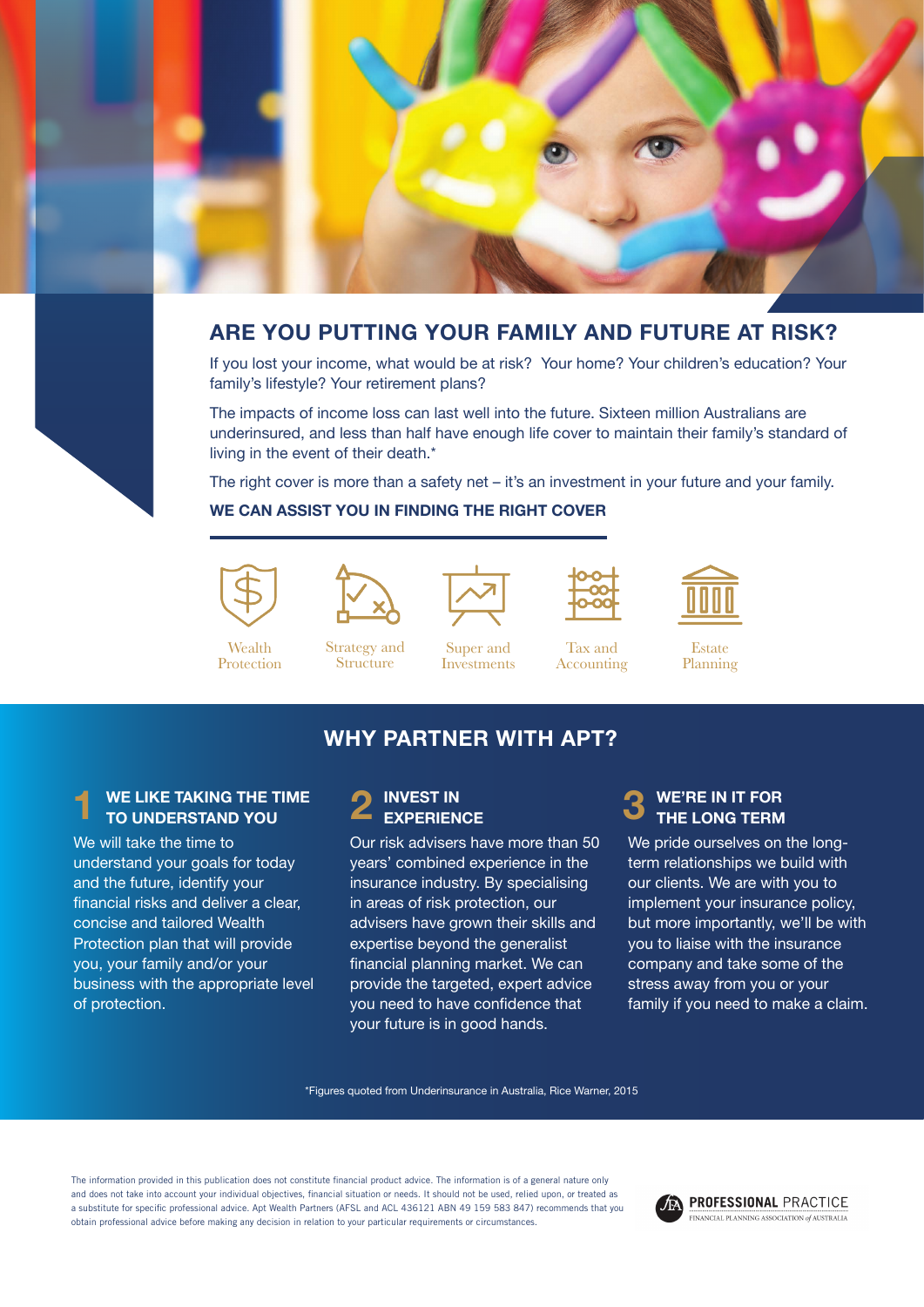## ARE YOU PUTTING YOUR FAMILY AND FUTURE AT RISK?

If you lost your income, what would be at risk? Your home? Your children's education? Your family's lifestyle? Your retirement plans?

The impacts of income loss can last well into the future. Sixteen million Australians are underinsured, and less than half have enough life cover to maintain their family's standard of living in the event of their death.*

The right cover is more than a safety net – it's an investment in your future and your family.

**WE CAN ASSIST YOU IN FINDING THE RIGHT COVER**

Wealth Protection

Strategy and Structure

Super and Investments

Tax and Accounting

Estate Planning

## WHY PARTNER WITH APT?

### 1 WE LIKE TAKING THE TIME TO UNDERSTAND YOU

We will take the time to understand your goals for today and the future, identify your financial risks and deliver a clear, concise and tailored Wealth Protection plan that will provide you, your family and/or your business with the appropriate level of protection.

### 2 INVEST IN EXPERIENCE

Our risk advisers have more than 50 years' combined experience in the insurance industry. By specialising in areas of risk protection, our advisers have grown their skills and expertise beyond the generalist financial planning market. We can provide the targeted, expert advice you need to have confidence that your future is in good hands.

### 3 WE'RE IN IT FOR THE LONG TERM

We pride ourselves on the long-term relationships we build with our clients. We are with you to implement your insurance policy, but more importantly, we'll be with you to liaise with the insurance company and take some of the stress away from you or your family if you need to make a claim.

*Figures quoted from Underinsurance in Australia, Rice Warner, 2015

The information provided in this publication does not constitute financial product advice. The information is of a general nature only and does not take into account your individual objectives, financial situation or needs. It should not be used, relied upon, or treated as a substitute for specific professional advice. Apt Wealth Partners (AFSL and ACL 436121 ABN 49 159 583 847) recommends that you obtain professional advice before making any decision in relation to your particular requirements or circumstances.

PROFESSIONAL PRACTICE
FINANCIAL PLANNING ASSOCIATION of AUSTRALIA